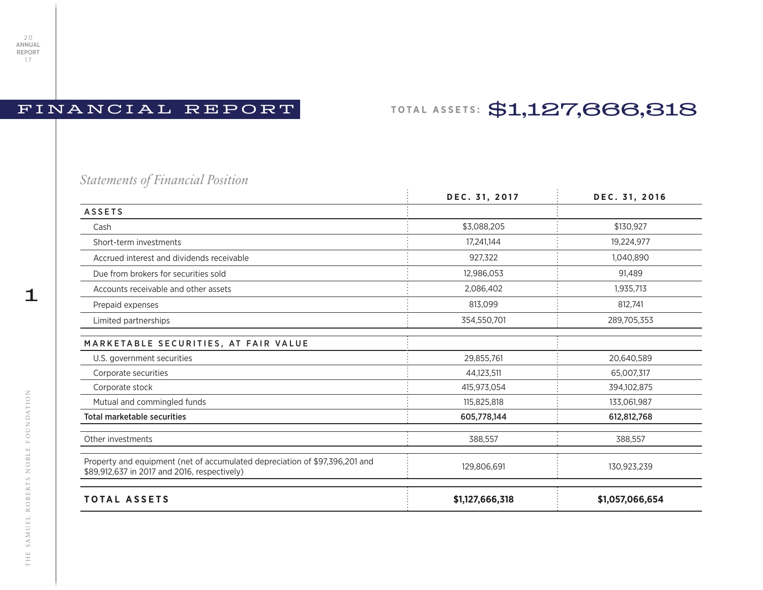# FINANCIAL REPORT

**TOTAL ASSETS: $1,127,666,318**

*Statements of Financial Position*

| | DEC. 31, 2017 | DEC. 31, 2016 |
|---|---|---|
| **ASSETS** | | |
| Cash | $3,088,205 | $130,927 |
| Short-term investments | 17,241,144 | 19,224,977 |
| Accrued interest and dividends receivable | 927,322 | 1,040,890 |
| Due from brokers for securities sold | 12,986,053 | 91,489 |
| Accounts receivable and other assets | 2,086,402 | 1,935,713 |
| Prepaid expenses | 813,099 | 812,741 |
| Limited partnerships | 354,550,701 | 289,705,353 |
| **MARKETABLE SECURITIES, AT FAIR VALUE** | | |
| U.S. government securities | 29,855,761 | 20,640,589 |
| Corporate securities | 44,123,511 | 65,007,317 |
| Corporate stock | 415,973,054 | 394,102,875 |
| Mutual and commingled funds | 115,825,818 | 133,061,987 |
| **Total marketable securities** | **605,778,144** | **612,812,768** |
| Other investments | 388,557 | 388,557 |
| Property and equipment (net of accumulated depreciation of $97,396,201 and $89,912,637 in 2017 and 2016, respectively) | 129,806,691 | 130,923,239 |
| **TOTAL ASSETS** | **$1,127,666,318** | **$1,057,066,654** |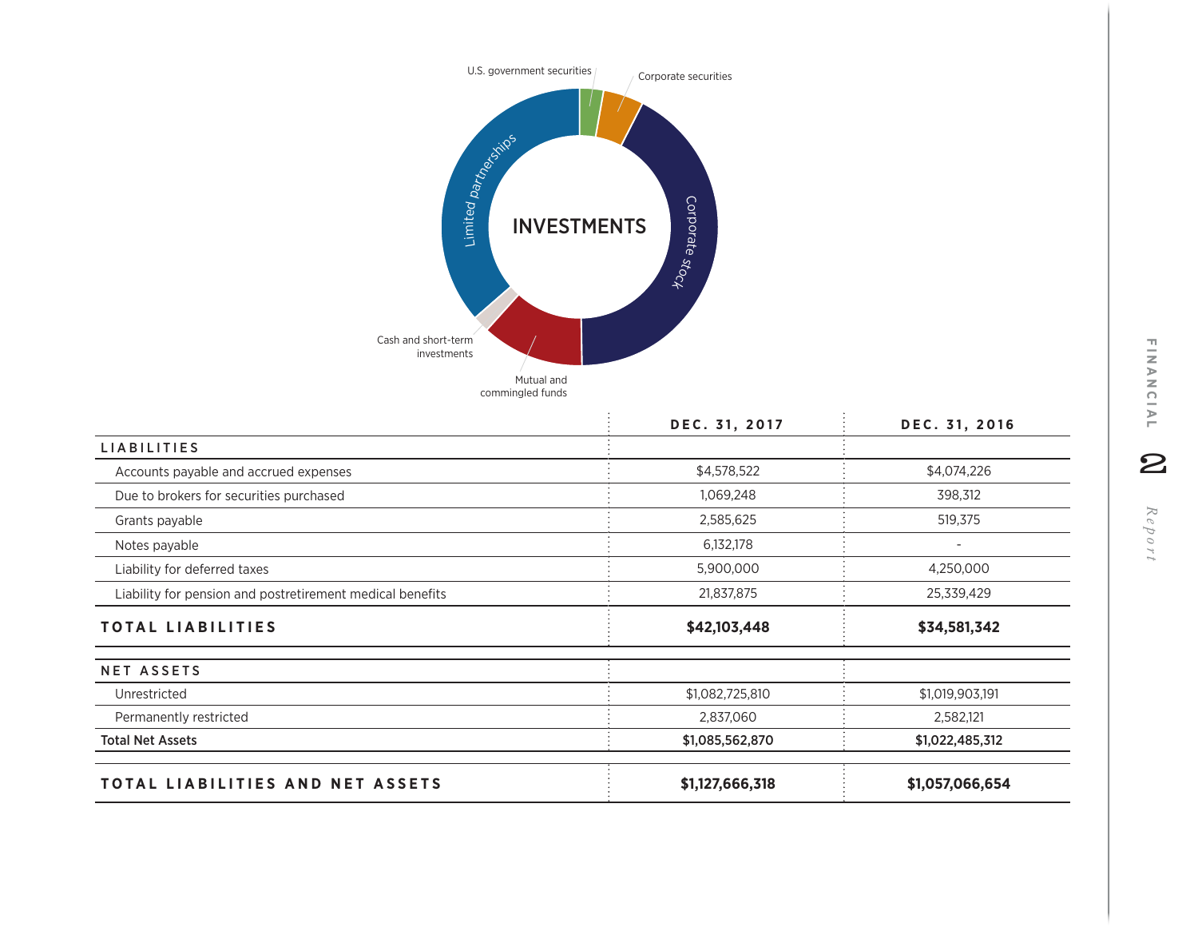INVESTMENTS

U.S. government securities

Corporate securities

Corporate stock

Mutual and commingled funds

Cash and short-term investments

Limited partnerships

| | DEC. 31, 2017 | DEC. 31, 2016 |
|---|---|---|
| **LIABILITIES** | | |
| Accounts payable and accrued expenses | $4,578,522 | $4,074,226 |
| Due to brokers for securities purchased | 1,069,248 | 398,312 |
| Grants payable | 2,585,625 | 519,375 |
| Notes payable | 6,132,178 | - |
| Liability for deferred taxes | 5,900,000 | 4,250,000 |
| Liability for pension and postretirement medical benefits | 21,837,875 | 25,339,429 |
| **TOTAL LIABILITIES** | **$42,103,448** | **$34,581,342** |
| **NET ASSETS** | | |
| Unrestricted | $1,082,725,810 | $1,019,903,191 |
| Permanently restricted | 2,837,060 | 2,582,121 |
| **Total Net Assets** | **$1,085,562,870** | **$1,022,485,312** |
| **TOTAL LIABILITIES AND NET ASSETS** | **$1,127,666,318** | **$1,057,066,654** |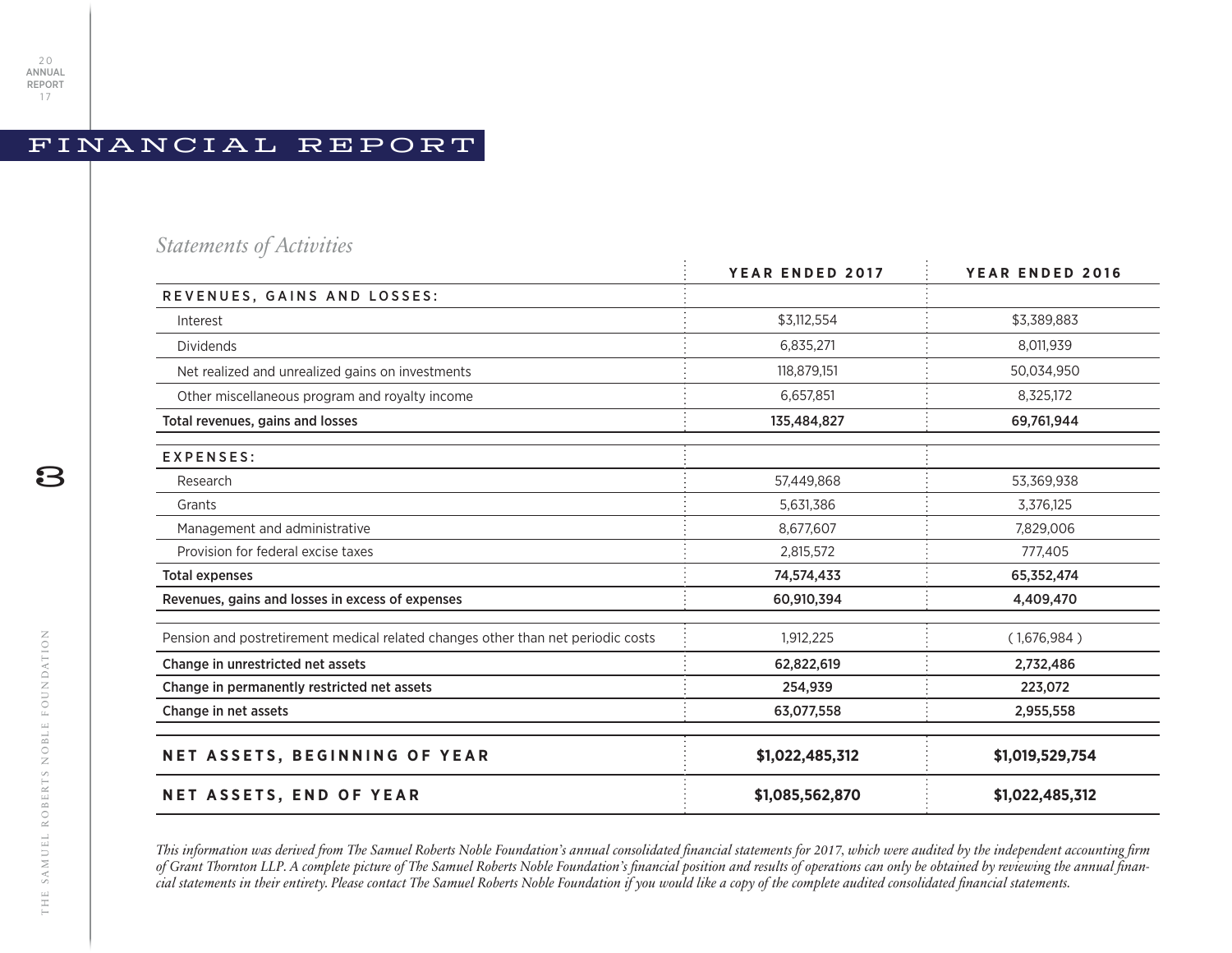# FINANCIAL REPORT

## *Statements of Activities*

| | YEAR ENDED 2017 | YEAR ENDED 2016 |
|---|---|---|
| REVENUES, GAINS AND LOSSES: | | |
| Interest | $3,112,554 | $3,389,883 |
| Dividends | 6,835,271 | 8,011,939 |
| Net realized and unrealized gains on investments | 118,879,151 | 50,034,950 |
| Other miscellaneous program and royalty income | 6,657,851 | 8,325,172 |
| **Total revenues, gains and losses** | **135,484,827** | **69,761,944** |
| EXPENSES: | | |
| Research | 57,449,868 | 53,369,938 |
| Grants | 5,631,386 | 3,376,125 |
| Management and administrative | 8,677,607 | 7,829,006 |
| Provision for federal excise taxes | 2,815,572 | 777,405 |
| **Total expenses** | **74,574,433** | **65,352,474** |
| **Revenues, gains and losses in excess of expenses** | **60,910,394** | **4,409,470** |
| Pension and postretirement medical related changes other than net periodic costs | 1,912,225 | ( 1,676,984 ) |
| **Change in unrestricted net assets** | **62,822,619** | **2,732,486** |
| **Change in permanently restricted net assets** | **254,939** | **223,072** |
| **Change in net assets** | **63,077,558** | **2,955,558** |
| **NET ASSETS, BEGINNING OF YEAR** | **$1,022,485,312** | **$1,019,529,754** |
| **NET ASSETS, END OF YEAR** | **$1,085,562,870** | **$1,022,485,312** |

*This information was derived from The Samuel Roberts Noble Foundation's annual consolidated financial statements for 2017, which were audited by the independent accounting firm of Grant Thornton LLP. A complete picture of The Samuel Roberts Noble Foundation's financial position and results of operations can only be obtained by reviewing the annual financial statements in their entirety. Please contact The Samuel Roberts Noble Foundation if you would like a copy of the complete audited consolidated financial statements.*